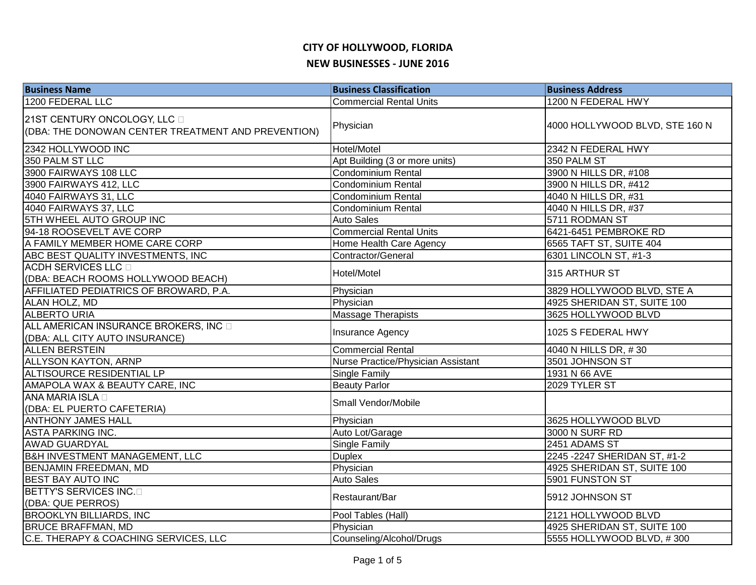# CITY OF HOLLYWOOD, FLORIDA

## NEW BUSINESSES - JUNE 2016

| Business Name | Business Classification | Business Address |
|---|---|---|
| 1200 FEDERAL LLC | Commercial Rental Units | 1200 N FEDERAL HWY |
| 21ST CENTURY ONCOLOGY, LLC (DBA: THE DONOVAN CENTER TREATMENT AND PREVENTION) | Physician | 4000 HOLLYWOOD BLVD, STE 160 N |
| 2342 HOLLYWOOD INC | Hotel/Motel | 2342 N FEDERAL HWY |
| 350 PALM ST LLC | Apt Building (3 or more units) | 350 PALM ST |
| 3900 FAIRWAYS 108 LLC | Condominium Rental | 3900 N HILLS DR, #108 |
| 3900 FAIRWAYS 412, LLC | Condominium Rental | 3900 N HILLS DR, #412 |
| 4040 FAIRWAYS 31, LLC | Condominium Rental | 4040 N HILLS DR, #31 |
| 4040 FAIRWAYS 37, LLC | Condominium Rental | 4040 N HILLS DR, #37 |
| 5TH WHEEL AUTO GROUP INC | Auto Sales | 5711 RODMAN ST |
| 94-18 ROOSEVELT AVE CORP | Commercial Rental Units | 6421-6451 PEMBROKE RD |
| A FAMILY MEMBER HOME CARE CORP | Home Health Care Agency | 6565 TAFT ST, SUITE 404 |
| ABC BEST QUALITY INVESTMENTS, INC | Contractor/General | 6301 LINCOLN ST, #1-3 |
| ACDH SERVICES LLC (DBA: BEACH ROOMS HOLLYWOOD BEACH) | Hotel/Motel | 315 ARTHUR ST |
| AFFILIATED PEDIATRICS OF BROWARD, P.A. | Physician | 3829 HOLLYWOOD BLVD, STE A |
| ALAN HOLZ, MD | Physician | 4925 SHERIDAN ST, SUITE 100 |
| ALBERTO URIA | Massage Therapists | 3625 HOLLYWOOD BLVD |
| ALL AMERICAN INSURANCE BROKERS, INC (DBA: ALL CITY AUTO INSURANCE) | Insurance Agency | 1025 S FEDERAL HWY |
| ALLEN BERSTEIN | Commercial Rental | 4040 N HILLS DR, # 30 |
| ALLYSON KAYTON, ARNP | Nurse Practice/Physician Assistant | 3501 JOHNSON ST |
| ALTISOURCE RESIDENTIAL LP | Single Family | 1931 N 66 AVE |
| AMAPOLA WAX & BEAUTY CARE, INC | Beauty Parlor | 2029 TYLER ST |
| ANA MARIA ISLA (DBA: EL PUERTO CAFETERIA) | Small Vendor/Mobile | |
| ANTHONY JAMES HALL | Physician | 3625 HOLLYWOOD BLVD |
| ASTA PARKING INC. | Auto Lot/Garage | 3000 N SURF RD |
| AWAD GUARDYAL | Single Family | 2451 ADAMS ST |
| B&H INVESTMENT MANAGEMENT, LLC | Duplex | 2245 -2247 SHERIDAN ST, #1-2 |
| BENJAMIN FREEDMAN, MD | Physician | 4925 SHERIDAN ST, SUITE 100 |
| BEST BAY AUTO INC | Auto Sales | 5901 FUNSTON ST |
| BETTY'S SERVICES INC. (DBA: QUE PERROS) | Restaurant/Bar | 5912 JOHNSON ST |
| BROOKLYN BILLIARDS, INC | Pool Tables (Hall) | 2121 HOLLYWOOD BLVD |
| BRUCE BRAFFMAN, MD | Physician | 4925 SHERIDAN ST, SUITE 100 |
| C.E. THERAPY & COACHING SERVICES, LLC | Counseling/Alcohol/Drugs | 5555 HOLLYWOOD BLVD, # 300 |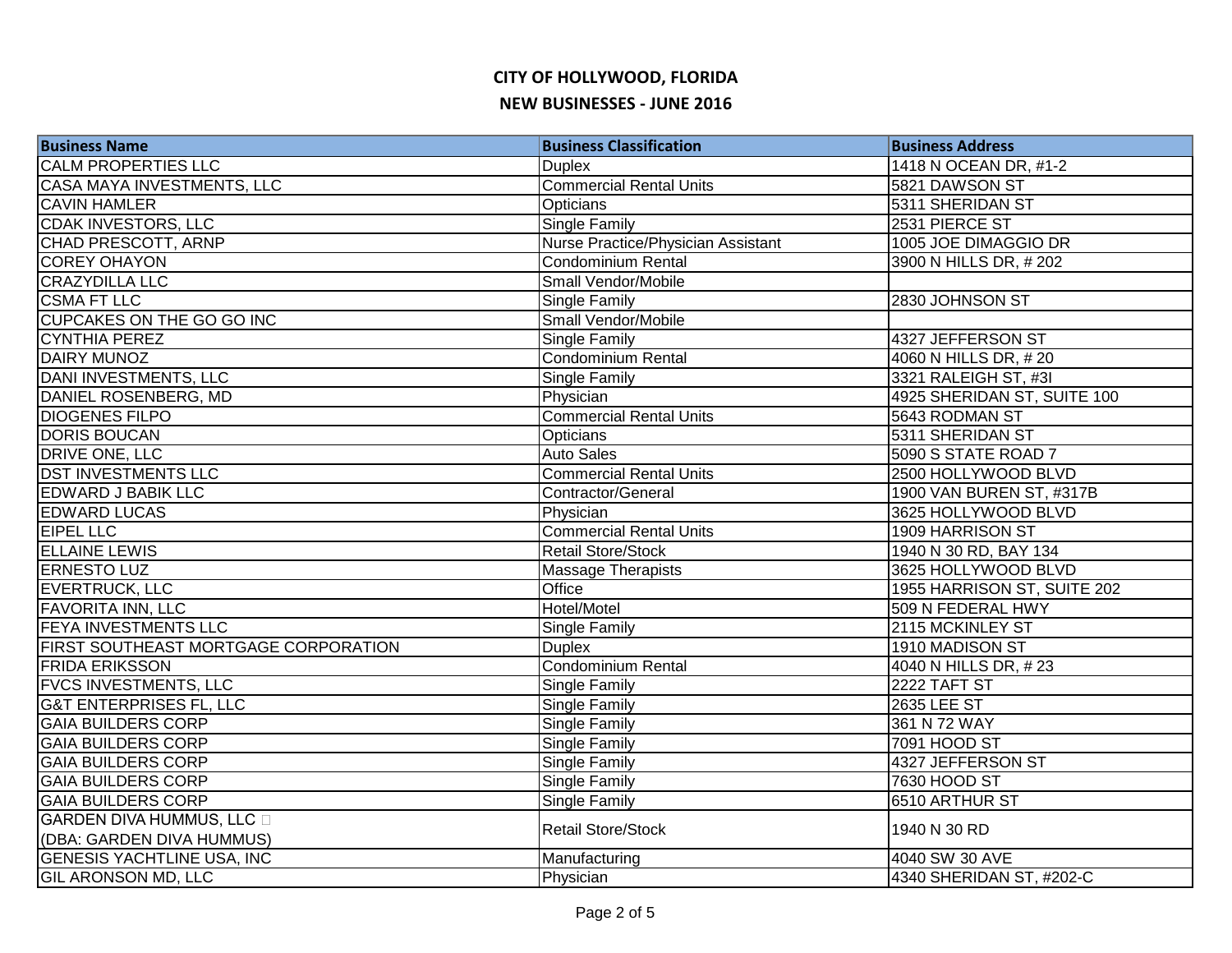# CITY OF HOLLYWOOD, FLORIDA

## NEW BUSINESSES - JUNE 2016

| Business Name | Business Classification | Business Address |
|---|---|---|
| CALM PROPERTIES LLC | Duplex | 1418 N OCEAN DR, #1-2 |
| CASA MAYA INVESTMENTS, LLC | Commercial Rental Units | 5821 DAWSON ST |
| CAVIN HAMLER | Opticians | 5311 SHERIDAN ST |
| CDAK INVESTORS, LLC | Single Family | 2531 PIERCE ST |
| CHAD PRESCOTT, ARNP | Nurse Practice/Physician Assistant | 1005 JOE DIMAGGIO DR |
| COREY OHAYON | Condominium Rental | 3900 N HILLS DR, # 202 |
| CRAZYDILLA LLC | Small Vendor/Mobile | |
| CSMA FT LLC | Single Family | 2830 JOHNSON ST |
| CUPCAKES ON THE GO GO INC | Small Vendor/Mobile | |
| CYNTHIA PEREZ | Single Family | 4327 JEFFERSON ST |
| DAIRY MUNOZ | Condominium Rental | 4060 N HILLS DR, # 20 |
| DANI INVESTMENTS, LLC | Single Family | 3321 RALEIGH ST, #3I |
| DANIEL ROSENBERG, MD | Physician | 4925 SHERIDAN ST, SUITE 100 |
| DIOGENES FILPO | Commercial Rental Units | 5643 RODMAN ST |
| DORIS BOUCAN | Opticians | 5311 SHERIDAN ST |
| DRIVE ONE, LLC | Auto Sales | 5090 S STATE ROAD 7 |
| DST INVESTMENTS LLC | Commercial Rental Units | 2500 HOLLYWOOD BLVD |
| EDWARD J BABIK LLC | Contractor/General | 1900 VAN BUREN ST, #317B |
| EDWARD LUCAS | Physician | 3625 HOLLYWOOD BLVD |
| EIPEL LLC | Commercial Rental Units | 1909 HARRISON ST |
| ELLAINE LEWIS | Retail Store/Stock | 1940 N 30 RD, BAY 134 |
| ERNESTO LUZ | Massage Therapists | 3625 HOLLYWOOD BLVD |
| EVERTRUCK, LLC | Office | 1955 HARRISON ST, SUITE 202 |
| FAVORITA INN, LLC | Hotel/Motel | 509 N FEDERAL HWY |
| FEYA INVESTMENTS LLC | Single Family | 2115 MCKINLEY ST |
| FIRST SOUTHEAST MORTGAGE CORPORATION | Duplex | 1910 MADISON ST |
| FRIDA ERIKSSON | Condominium Rental | 4040 N HILLS DR, # 23 |
| FVCS INVESTMENTS, LLC | Single Family | 2222 TAFT ST |
| G&T ENTERPRISES FL, LLC | Single Family | 2635 LEE ST |
| GAIA BUILDERS CORP | Single Family | 361 N 72 WAY |
| GAIA BUILDERS CORP | Single Family | 7091 HOOD ST |
| GAIA BUILDERS CORP | Single Family | 4327 JEFFERSON ST |
| GAIA BUILDERS CORP | Single Family | 7630 HOOD ST |
| GAIA BUILDERS CORP | Single Family | 6510 ARTHUR ST |
| GARDEN DIVA HUMMUS, LLC (DBA: GARDEN DIVA HUMMUS) | Retail Store/Stock | 1940 N 30 RD |
| GENESIS YACHTLINE USA, INC | Manufacturing | 4040 SW 30 AVE |
| GIL ARONSON MD, LLC | Physician | 4340 SHERIDAN ST, #202-C |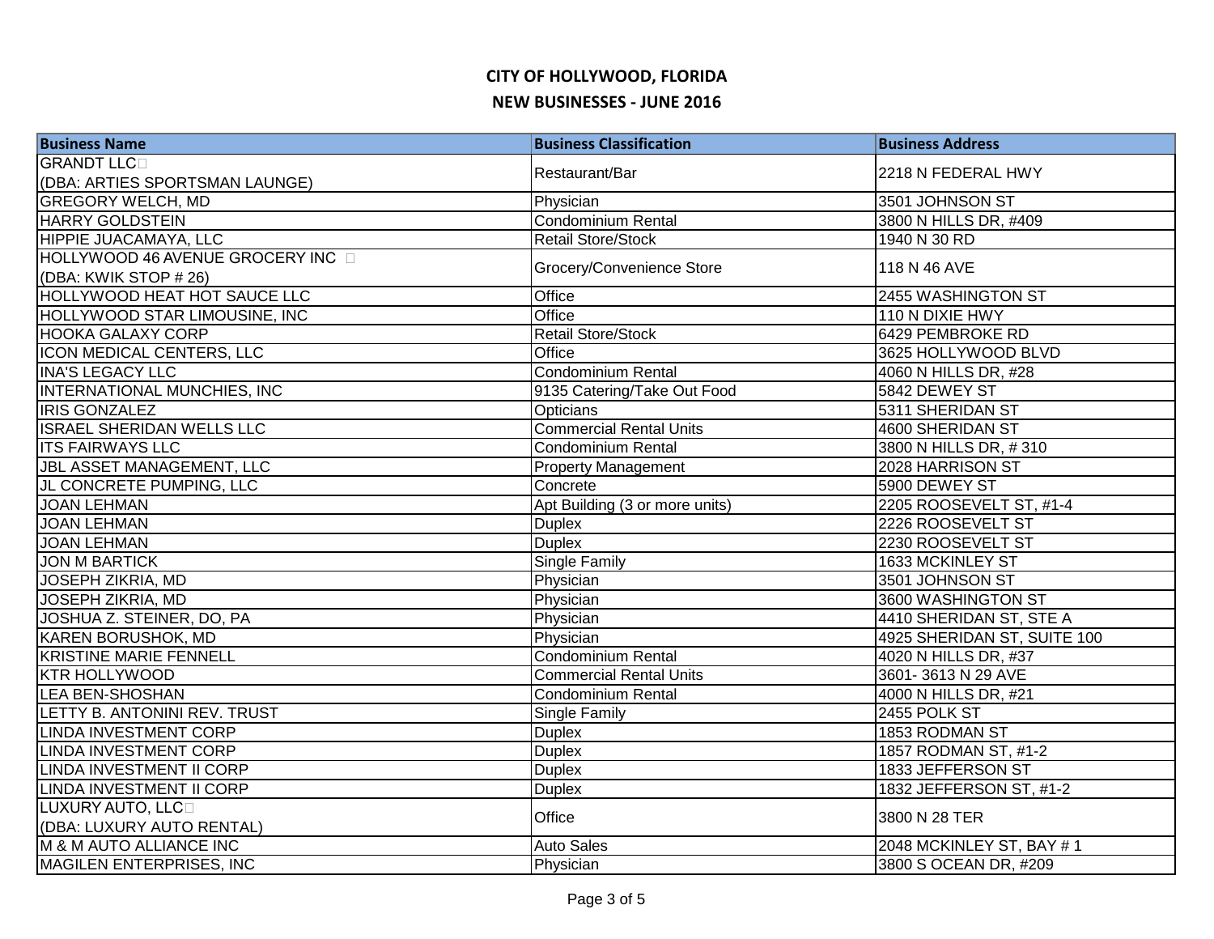# CITY OF HOLLYWOOD, FLORIDA

## NEW BUSINESSES - JUNE 2016

| Business Name | Business Classification | Business Address |
|---|---|---|
| GRANDT LLC (DBA: ARTIES SPORTSMAN LAUNGE) | Restaurant/Bar | 2218 N FEDERAL HWY |
| GREGORY WELCH, MD | Physician | 3501 JOHNSON ST |
| HARRY GOLDSTEIN | Condominium Rental | 3800 N HILLS DR, #409 |
| HIPPIE JUACAMAYA, LLC | Retail Store/Stock | 1940 N 30 RD |
| HOLLYWOOD 46 AVENUE GROCERY INC (DBA: KWIK STOP # 26) | Grocery/Convenience Store | 118 N 46 AVE |
| HOLLYWOOD HEAT HOT SAUCE LLC | Office | 2455 WASHINGTON ST |
| HOLLYWOOD STAR LIMOUSINE, INC | Office | 110 N DIXIE HWY |
| HOOKA GALAXY CORP | Retail Store/Stock | 6429 PEMBROKE RD |
| ICON MEDICAL CENTERS, LLC | Office | 3625 HOLLYWOOD BLVD |
| INA'S LEGACY LLC | Condominium Rental | 4060 N HILLS DR, #28 |
| INTERNATIONAL MUNCHIES, INC | 9135 Catering/Take Out Food | 5842 DEWEY ST |
| IRIS GONZALEZ | Opticians | 5311 SHERIDAN ST |
| ISRAEL SHERIDAN WELLS LLC | Commercial Rental Units | 4600 SHERIDAN ST |
| ITS FAIRWAYS LLC | Condominium Rental | 3800 N HILLS DR, # 310 |
| JBL ASSET MANAGEMENT, LLC | Property Management | 2028 HARRISON ST |
| JL CONCRETE PUMPING, LLC | Concrete | 5900 DEWEY ST |
| JOAN LEHMAN | Apt Building (3 or more units) | 2205 ROOSEVELT ST, #1-4 |
| JOAN LEHMAN | Duplex | 2226 ROOSEVELT ST |
| JOAN LEHMAN | Duplex | 2230 ROOSEVELT ST |
| JON M BARTICK | Single Family | 1633 MCKINLEY ST |
| JOSEPH ZIKRIA, MD | Physician | 3501 JOHNSON ST |
| JOSEPH ZIKRIA, MD | Physician | 3600 WASHINGTON ST |
| JOSHUA Z. STEINER, DO, PA | Physician | 4410 SHERIDAN ST, STE A |
| KAREN BORUSHOK, MD | Physician | 4925 SHERIDAN ST, SUITE 100 |
| KRISTINE MARIE FENNELL | Condominium Rental | 4020 N HILLS DR, #37 |
| KTR HOLLYWOOD | Commercial Rental Units | 3601- 3613 N 29 AVE |
| LEA BEN-SHOSHAN | Condominium Rental | 4000 N HILLS DR, #21 |
| LETTY B. ANTONINI REV. TRUST | Single Family | 2455 POLK ST |
| LINDA INVESTMENT CORP | Duplex | 1853 RODMAN ST |
| LINDA INVESTMENT CORP | Duplex | 1857 RODMAN ST, #1-2 |
| LINDA INVESTMENT II CORP | Duplex | 1833 JEFFERSON ST |
| LINDA INVESTMENT II CORP | Duplex | 1832 JEFFERSON ST, #1-2 |
| LUXURY AUTO, LLC (DBA: LUXURY AUTO RENTAL) | Office | 3800 N 28 TER |
| M & M AUTO ALLIANCE INC | Auto Sales | 2048 MCKINLEY ST, BAY # 1 |
| MAGILEN ENTERPRISES, INC | Physician | 3800 S OCEAN DR, #209 |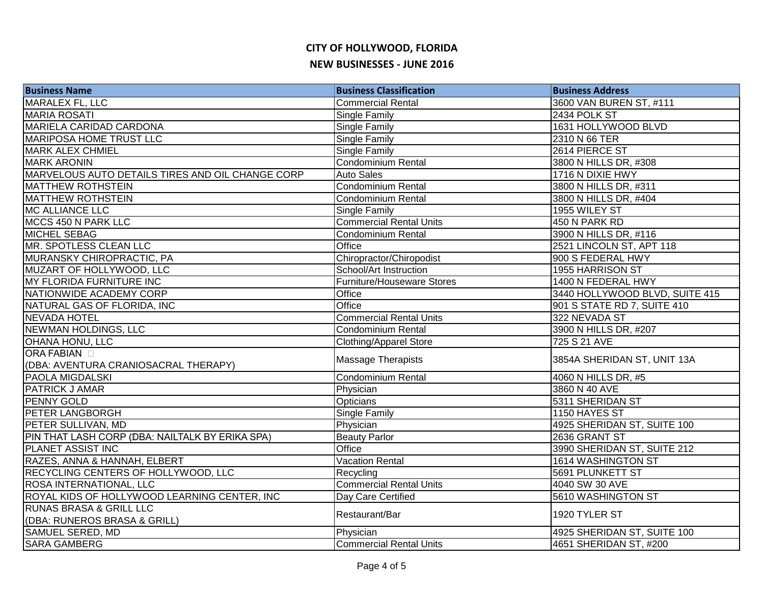# CITY OF HOLLYWOOD, FLORIDA

## NEW BUSINESSES - JUNE 2016

| Business Name | Business Classification | Business Address |
| --- | --- | --- |
| MARALEX FL, LLC | Commercial Rental | 3600 VAN BUREN ST, #111 |
| MARIA ROSATI | Single Family | 2434 POLK ST |
| MARIELA CARIDAD CARDONA | Single Family | 1631 HOLLYWOOD BLVD |
| MARIPOSA HOME TRUST LLC | Single Family | 2310 N 66 TER |
| MARK ALEX CHMIEL | Single Family | 2614 PIERCE ST |
| MARK ARONIN | Condominium Rental | 3800 N HILLS DR, #308 |
| MARVELOUS AUTO DETAILS TIRES AND OIL CHANGE CORP | Auto Sales | 1716 N DIXIE HWY |
| MATTHEW ROTHSTEIN | Condominium Rental | 3800 N HILLS DR, #311 |
| MATTHEW ROTHSTEIN | Condominium Rental | 3800 N HILLS DR, #404 |
| MC ALLIANCE LLC | Single Family | 1955 WILEY ST |
| MCCS 450 N PARK LLC | Commercial Rental Units | 450 N PARK RD |
| MICHEL SEBAG | Condominium Rental | 3900 N HILLS DR, #116 |
| MR. SPOTLESS CLEAN LLC | Office | 2521 LINCOLN ST, APT 118 |
| MURANSKY CHIROPRACTIC, PA | Chiropractor/Chiropodist | 900 S FEDERAL HWY |
| MUZART OF HOLLYWOOD, LLC | School/Art Instruction | 1955 HARRISON ST |
| MY FLORIDA FURNITURE INC | Furniture/Houseware Stores | 1400 N FEDERAL HWY |
| NATIONWIDE ACADEMY CORP | Office | 3440 HOLLYWOOD BLVD, SUITE 415 |
| NATURAL GAS OF FLORIDA, INC | Office | 901 S STATE RD 7, SUITE 410 |
| NEVADA HOTEL | Commercial Rental Units | 322 NEVADA ST |
| NEWMAN HOLDINGS, LLC | Condominium Rental | 3900 N HILLS DR, #207 |
| OHANA HONU, LLC | Clothing/Apparel Store | 725 S 21 AVE |
| ORA FABIAN (DBA: AVENTURA CRANIOSACRAL THERAPY) | Massage Therapists | 3854A SHERIDAN ST, UNIT 13A |
| PAOLA MIGDALSKI | Condominium Rental | 4060 N HILLS DR, #5 |
| PATRICK J AMAR | Physician | 3860 N 40 AVE |
| PENNY GOLD | Opticians | 5311 SHERIDAN ST |
| PETER LANGBORGH | Single Family | 1150 HAYES ST |
| PETER SULLIVAN, MD | Physician | 4925 SHERIDAN ST, SUITE 100 |
| PIN THAT LASH CORP (DBA: NAILTALK BY ERIKA SPA) | Beauty Parlor | 2636 GRANT ST |
| PLANET ASSIST INC | Office | 3990 SHERIDAN ST, SUITE 212 |
| RAZES, ANNA & HANNAH, ELBERT | Vacation Rental | 1614 WASHINGTON ST |
| RECYCLING CENTERS OF HOLLYWOOD, LLC | Recycling | 5691 PLUNKETT ST |
| ROSA INTERNATIONAL, LLC | Commercial Rental Units | 4040 SW 30 AVE |
| ROYAL KIDS OF HOLLYWOOD LEARNING CENTER, INC | Day Care Certified | 5610 WASHINGTON ST |
| RUNAS BRASA & GRILL LLC (DBA: RUNEROS BRASA & GRILL) | Restaurant/Bar | 1920 TYLER ST |
| SAMUEL SERED, MD | Physician | 4925 SHERIDAN ST, SUITE 100 |
| SARA GAMBERG | Commercial Rental Units | 4651 SHERIDAN ST, #200 |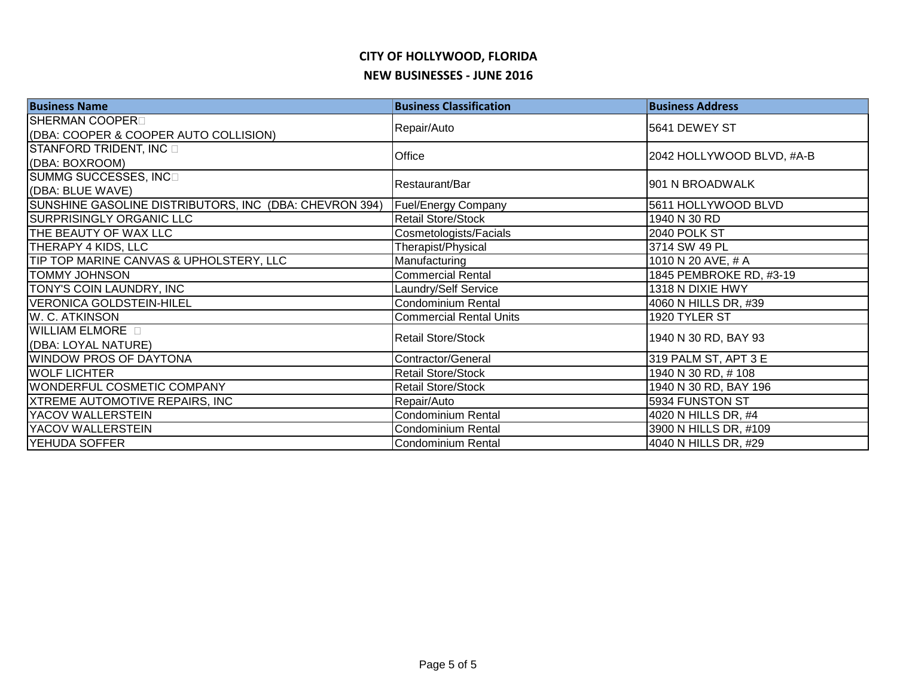## CITY OF HOLLYWOOD, FLORIDA

## NEW BUSINESSES - JUNE 2016

| Business Name | Business Classification | Business Address |
|---|---|---|
| SHERMAN COOPER (DBA: COOPER & COOPER AUTO COLLISION) | Repair/Auto | 5641 DEWEY ST |
| STANFORD TRIDENT, INC (DBA: BOXROOM) | Office | 2042 HOLLYWOOD BLVD, #A-B |
| SUMMG SUCCESSES, INC (DBA: BLUE WAVE) | Restaurant/Bar | 901 N BROADWALK |
| SUNSHINE GASOLINE DISTRIBUTORS, INC (DBA: CHEVRON 394) | Fuel/Energy Company | 5611 HOLLYWOOD BLVD |
| SURPRISINGLY ORGANIC LLC | Retail Store/Stock | 1940 N 30 RD |
| THE BEAUTY OF WAX LLC | Cosmetologists/Facials | 2040 POLK ST |
| THERAPY 4 KIDS, LLC | Therapist/Physical | 3714 SW 49 PL |
| TIP TOP MARINE CANVAS & UPHOLSTERY, LLC | Manufacturing | 1010 N 20 AVE, # A |
| TOMMY JOHNSON | Commercial Rental | 1845 PEMBROKE RD, #3-19 |
| TONY'S COIN LAUNDRY, INC | Laundry/Self Service | 1318 N DIXIE HWY |
| VERONICA GOLDSTEIN-HILEL | Condominium Rental | 4060 N HILLS DR, #39 |
| W. C. ATKINSON | Commercial Rental Units | 1920 TYLER ST |
| WILLIAM ELMORE (DBA: LOYAL NATURE) | Retail Store/Stock | 1940 N 30 RD, BAY 93 |
| WINDOW PROS OF DAYTONA | Contractor/General | 319 PALM ST, APT 3 E |
| WOLF LICHTER | Retail Store/Stock | 1940 N 30 RD, # 108 |
| WONDERFUL COSMETIC COMPANY | Retail Store/Stock | 1940 N 30 RD, BAY 196 |
| XTREME AUTOMOTIVE REPAIRS, INC | Repair/Auto | 5934 FUNSTON ST |
| YACOV WALLERSTEIN | Condominium Rental | 4020 N HILLS DR, #4 |
| YACOV WALLERSTEIN | Condominium Rental | 3900 N HILLS DR, #109 |
| YEHUDA SOFFER | Condominium Rental | 4040 N HILLS DR, #29 |